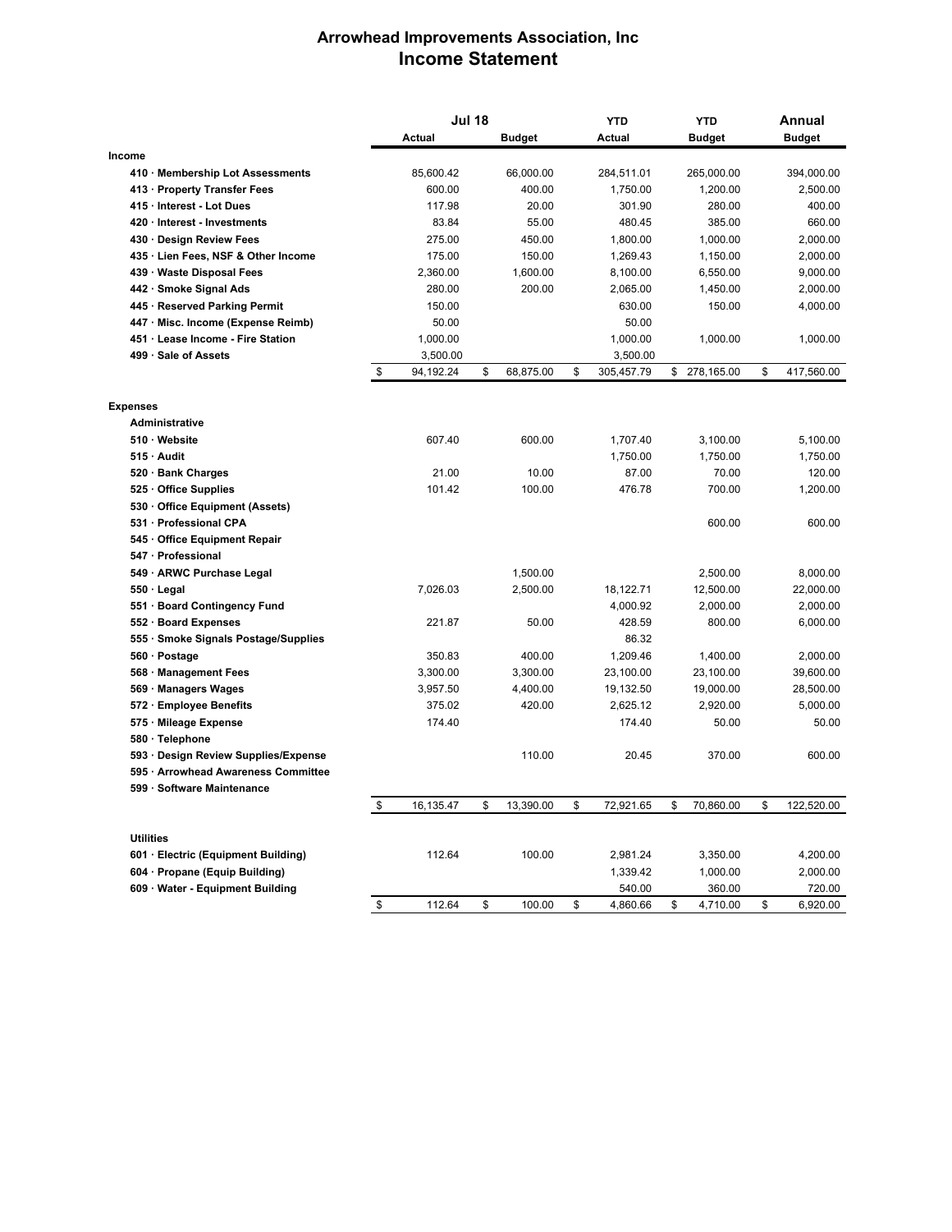# Arrowhead Improvements Association, Inc
## Income Statement

| | Jul 18 Actual | Jul 18 Budget | YTD Actual | YTD Budget | Annual Budget |
|---|---|---|---|---|---|
| **Income** | | | | | |
| **410 · Membership Lot Assessments** | 85,600.42 | 66,000.00 | 284,511.01 | 265,000.00 | 394,000.00 |
| **413 · Property Transfer Fees** | 600.00 | 400.00 | 1,750.00 | 1,200.00 | 2,500.00 |
| **415 · Interest - Lot Dues** | 117.98 | 20.00 | 301.90 | 280.00 | 400.00 |
| **420 · Interest - Investments** | 83.84 | 55.00 | 480.45 | 385.00 | 660.00 |
| **430 · Design Review Fees** | 275.00 | 450.00 | 1,800.00 | 1,000.00 | 2,000.00 |
| **435 · Lien Fees, NSF & Other Income** | 175.00 | 150.00 | 1,269.43 | 1,150.00 | 2,000.00 |
| **439 · Waste Disposal Fees** | 2,360.00 | 1,600.00 | 8,100.00 | 6,550.00 | 9,000.00 |
| **442 · Smoke Signal Ads** | 280.00 | 200.00 | 2,065.00 | 1,450.00 | 2,000.00 |
| **445 · Reserved Parking Permit** | 150.00 | | 630.00 | 150.00 | 4,000.00 |
| **447 · Misc. Income (Expense Reimb)** | 50.00 | | 50.00 | | |
| **451 · Lease Income - Fire Station** | 1,000.00 | | 1,000.00 | 1,000.00 | 1,000.00 |
| **499 · Sale of Assets** | 3,500.00 | | 3,500.00 | | |
| | $ 94,192.24 | $ 68,875.00 | $ 305,457.79 | $ 278,165.00 | $ 417,560.00 |
| **Expenses** | | | | | |
| **Administrative** | | | | | |
| **510 · Website** | 607.40 | 600.00 | 1,707.40 | 3,100.00 | 5,100.00 |
| **515 · Audit** | | | 1,750.00 | 1,750.00 | 1,750.00 |
| **520 · Bank Charges** | 21.00 | 10.00 | 87.00 | 70.00 | 120.00 |
| **525 · Office Supplies** | 101.42 | 100.00 | 476.78 | 700.00 | 1,200.00 |
| **530 · Office Equipment (Assets)** | | | | | |
| **531 · Professional CPA** | | | | 600.00 | 600.00 |
| **545 · Office Equipment Repair** | | | | | |
| **547 · Professional** | | | | | |
| **549 · ARWC Purchase Legal** | | 1,500.00 | | 2,500.00 | 8,000.00 |
| **550 · Legal** | 7,026.03 | 2,500.00 | 18,122.71 | 12,500.00 | 22,000.00 |
| **551 · Board Contingency Fund** | | | 4,000.92 | 2,000.00 | 2,000.00 |
| **552 · Board Expenses** | 221.87 | 50.00 | 428.59 | 800.00 | 6,000.00 |
| **555 · Smoke Signals Postage/Supplies** | | | 86.32 | | |
| **560 · Postage** | 350.83 | 400.00 | 1,209.46 | 1,400.00 | 2,000.00 |
| **568 · Management Fees** | 3,300.00 | 3,300.00 | 23,100.00 | 23,100.00 | 39,600.00 |
| **569 · Managers Wages** | 3,957.50 | 4,400.00 | 19,132.50 | 19,000.00 | 28,500.00 |
| **572 · Employee Benefits** | 375.02 | 420.00 | 2,625.12 | 2,920.00 | 5,000.00 |
| **575 · Mileage Expense** | 174.40 | | 174.40 | 50.00 | 50.00 |
| **580 · Telephone** | | | | | |
| **593 · Design Review Supplies/Expense** | | 110.00 | 20.45 | 370.00 | 600.00 |
| **595 · Arrowhead Awareness Committee** | | | | | |
| **599 · Software Maintenance** | | | | | |
| | $ 16,135.47 | $ 13,390.00 | $ 72,921.65 | $ 70,860.00 | $ 122,520.00 |
| **Utilities** | | | | | |
| **601 · Electric (Equipment Building)** | 112.64 | 100.00 | 2,981.24 | 3,350.00 | 4,200.00 |
| **604 · Propane (Equip Building)** | | | 1,339.42 | 1,000.00 | 2,000.00 |
| **609 · Water - Equipment Building** | | | 540.00 | 360.00 | 720.00 |
| | $ 112.64 | $ 100.00 | $ 4,860.66 | $ 4,710.00 | $ 6,920.00 |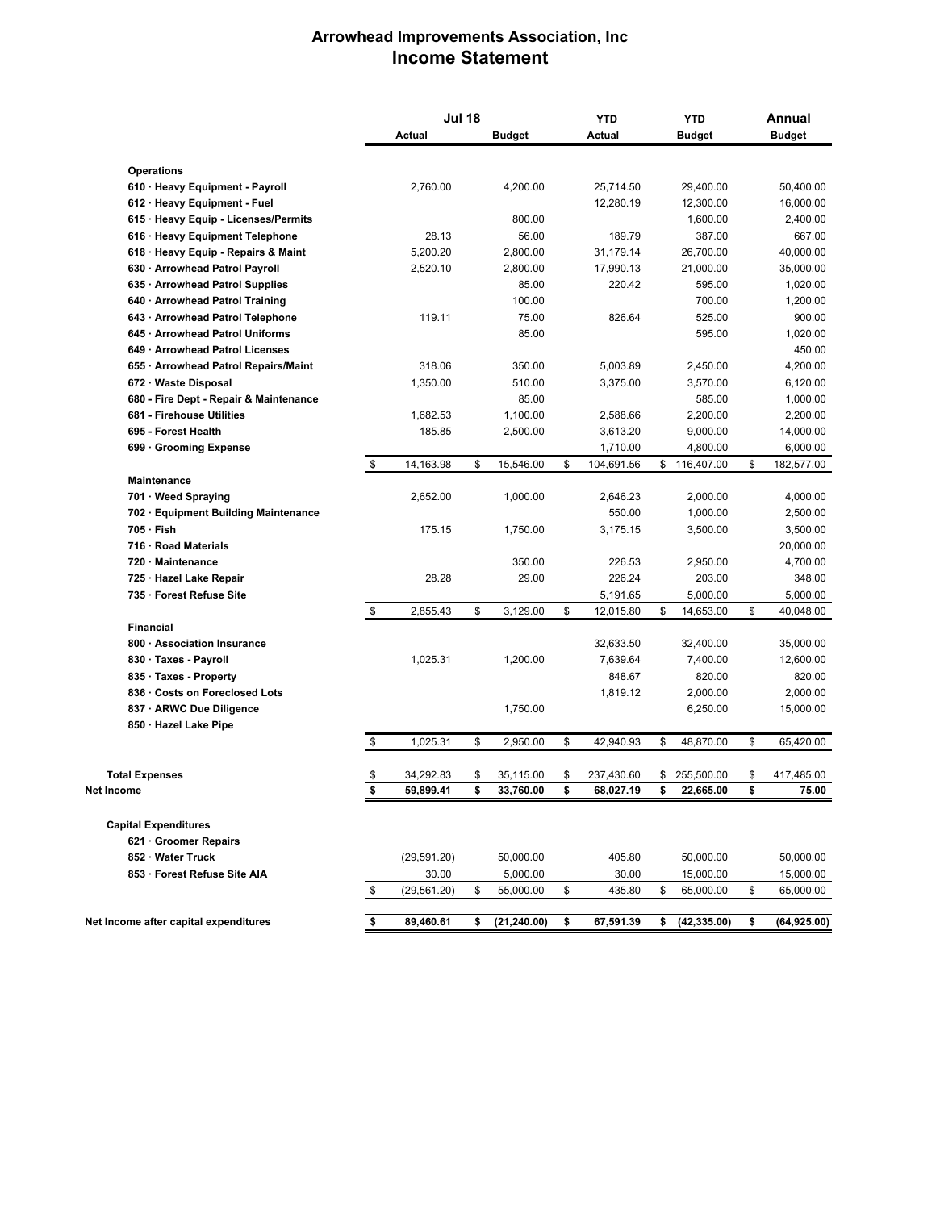# Arrowhead Improvements Association, Inc
## Income Statement

| | Jul 18 Actual | Jul 18 Budget | YTD Actual | YTD Budget | Annual Budget |
|---|---|---|---|---|---|
| **Operations** | | | | | |
| 610 · Heavy Equipment - Payroll | 2,760.00 | 4,200.00 | 25,714.50 | 29,400.00 | 50,400.00 |
| 612 · Heavy Equipment - Fuel | | | 12,280.19 | 12,300.00 | 16,000.00 |
| 615 · Heavy Equip - Licenses/Permits | | 800.00 | | 1,600.00 | 2,400.00 |
| 616 · Heavy Equipment Telephone | 28.13 | 56.00 | 189.79 | 387.00 | 667.00 |
| 618 · Heavy Equip - Repairs & Maint | 5,200.20 | 2,800.00 | 31,179.14 | 26,700.00 | 40,000.00 |
| 630 · Arrowhead Patrol Payroll | 2,520.10 | 2,800.00 | 17,990.13 | 21,000.00 | 35,000.00 |
| 635 · Arrowhead Patrol Supplies | | 85.00 | 220.42 | 595.00 | 1,020.00 |
| 640 · Arrowhead Patrol Training | | 100.00 | | 700.00 | 1,200.00 |
| 643 · Arrowhead Patrol Telephone | 119.11 | 75.00 | 826.64 | 525.00 | 900.00 |
| 645 · Arrowhead Patrol Uniforms | | 85.00 | | 595.00 | 1,020.00 |
| 649 · Arrowhead Patrol Licenses | | | | | 450.00 |
| 655 · Arrowhead Patrol Repairs/Maint | 318.06 | 350.00 | 5,003.89 | 2,450.00 | 4,200.00 |
| 672 · Waste Disposal | 1,350.00 | 510.00 | 3,375.00 | 3,570.00 | 6,120.00 |
| 680 - Fire Dept - Repair & Maintenance | | 85.00 | | 585.00 | 1,000.00 |
| 681 - Firehouse Utilities | 1,682.53 | 1,100.00 | 2,588.66 | 2,200.00 | 2,200.00 |
| 695 - Forest Health | 185.85 | 2,500.00 | 3,613.20 | 9,000.00 | 14,000.00 |
| 699 · Grooming Expense | | | 1,710.00 | 4,800.00 | 6,000.00 |
| | $ 14,163.98 | $ 15,546.00 | $ 104,691.56 | $ 116,407.00 | $ 182,577.00 |
| **Maintenance** | | | | | |
| 701 · Weed Spraying | 2,652.00 | 1,000.00 | 2,646.23 | 2,000.00 | 4,000.00 |
| 702 · Equipment Building Maintenance | | | 550.00 | 1,000.00 | 2,500.00 |
| 705 · Fish | 175.15 | 1,750.00 | 3,175.15 | 3,500.00 | 3,500.00 |
| 716 · Road Materials | | | | | 20,000.00 |
| 720 · Maintenance | | 350.00 | 226.53 | 2,950.00 | 4,700.00 |
| 725 · Hazel Lake Repair | 28.28 | 29.00 | 226.24 | 203.00 | 348.00 |
| 735 · Forest Refuse Site | | | 5,191.65 | 5,000.00 | 5,000.00 |
| | $ 2,855.43 | $ 3,129.00 | $ 12,015.80 | $ 14,653.00 | $ 40,048.00 |
| **Financial** | | | | | |
| 800 · Association Insurance | | | 32,633.50 | 32,400.00 | 35,000.00 |
| 830 · Taxes - Payroll | 1,025.31 | 1,200.00 | 7,639.64 | 7,400.00 | 12,600.00 |
| 835 · Taxes - Property | | | 848.67 | 820.00 | 820.00 |
| 836 · Costs on Foreclosed Lots | | | 1,819.12 | 2,000.00 | 2,000.00 |
| 837 · ARWC Due Diligence | | 1,750.00 | | 6,250.00 | 15,000.00 |
| 850 · Hazel Lake Pipe | | | | | |
| | $ 1,025.31 | $ 2,950.00 | $ 42,940.93 | $ 48,870.00 | $ 65,420.00 |
| **Total Expenses** | $ 34,292.83 | $ 35,115.00 | $ 237,430.60 | $ 255,500.00 | $ 417,485.00 |
| **Net Income** | **$ 59,899.41** | **$ 33,760.00** | **$ 68,027.19** | **$ 22,665.00** | **$ 75.00** |
| **Capital Expenditures** | | | | | |
| 621 · Groomer Repairs | | | | | |
| 852 · Water Truck | (29,591.20) | 50,000.00 | 405.80 | 50,000.00 | 50,000.00 |
| 853 · Forest Refuse Site AIA | 30.00 | 5,000.00 | 30.00 | 15,000.00 | 15,000.00 |
| | $ (29,561.20) | $ 55,000.00 | $ 435.80 | $ 65,000.00 | $ 65,000.00 |
| **Net Income after capital expenditures** | **$ 89,460.61** | **$ (21,240.00)** | **$ 67,591.39** | **$ (42,335.00)** | **$ (64,925.00)** |